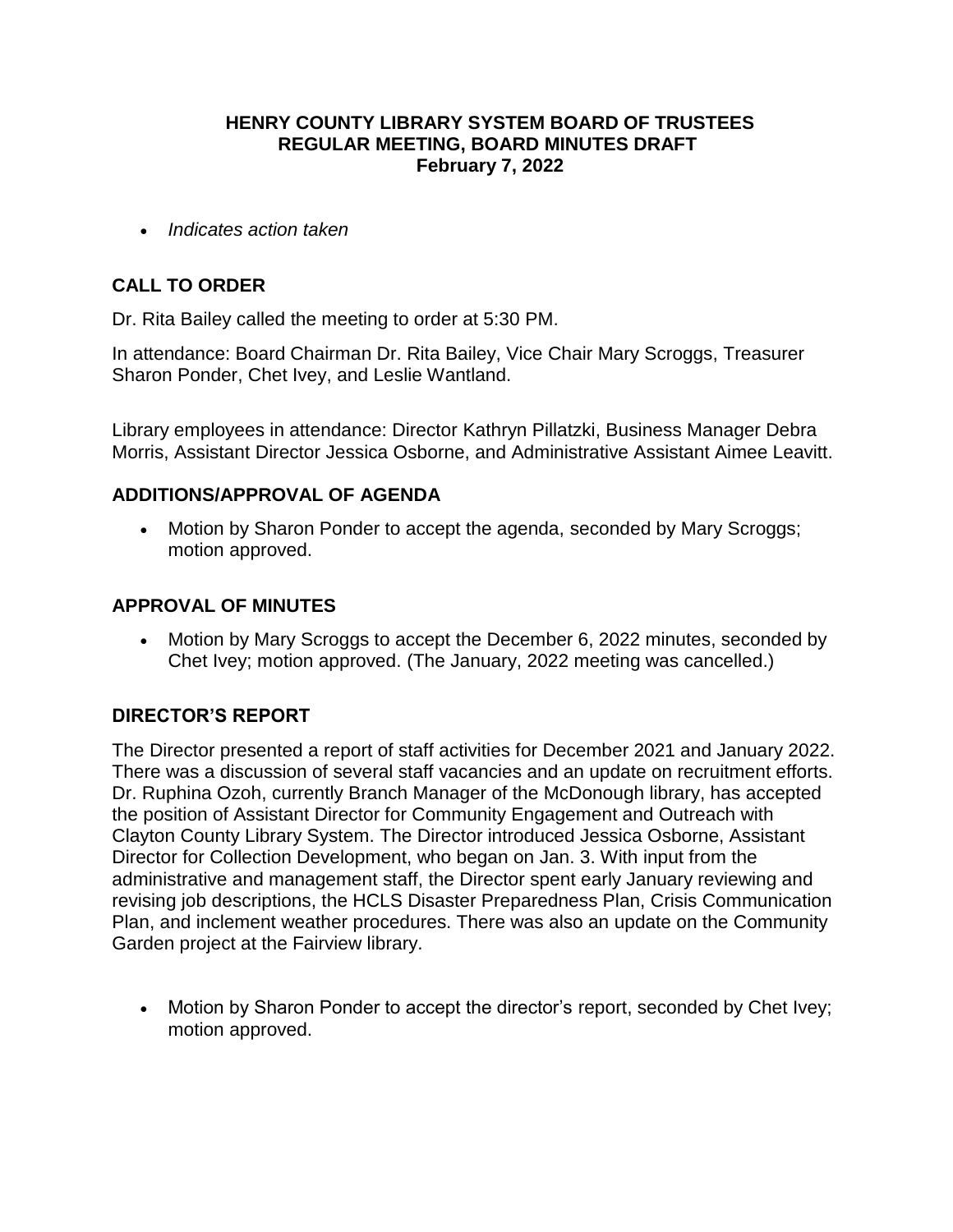# HENRY COUNTY LIBRARY SYSTEM BOARD OF TRUSTEES
## REGULAR MEETING, BOARD MINUTES DRAFT
### February 7, 2022

- *Indicates action taken*

## CALL TO ORDER

Dr. Rita Bailey called the meeting to order at 5:30 PM.

In attendance: Board Chairman Dr. Rita Bailey, Vice Chair Mary Scroggs, Treasurer Sharon Ponder, Chet Ivey, and Leslie Wantland.

Library employees in attendance: Director Kathryn Pillatzki, Business Manager Debra Morris, Assistant Director Jessica Osborne, and Administrative Assistant Aimee Leavitt.

## ADDITIONS/APPROVAL OF AGENDA

- Motion by Sharon Ponder to accept the agenda, seconded by Mary Scroggs; motion approved.

## APPROVAL OF MINUTES

- Motion by Mary Scroggs to accept the December 6, 2022 minutes, seconded by Chet Ivey; motion approved. (The January, 2022 meeting was cancelled.)

## DIRECTOR'S REPORT

The Director presented a report of staff activities for December 2021 and January 2022. There was a discussion of several staff vacancies and an update on recruitment efforts. Dr. Ruphina Ozoh, currently Branch Manager of the McDonough library, has accepted the position of Assistant Director for Community Engagement and Outreach with Clayton County Library System. The Director introduced Jessica Osborne, Assistant Director for Collection Development, who began on Jan. 3. With input from the administrative and management staff, the Director spent early January reviewing and revising job descriptions, the HCLS Disaster Preparedness Plan, Crisis Communication Plan, and inclement weather procedures. There was also an update on the Community Garden project at the Fairview library.

- Motion by Sharon Ponder to accept the director's report, seconded by Chet Ivey; motion approved.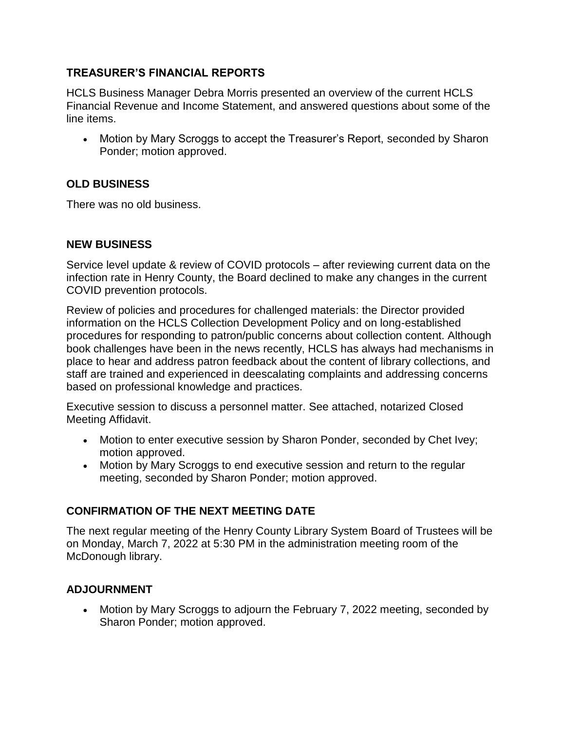## TREASURER'S FINANCIAL REPORTS

HCLS Business Manager Debra Morris presented an overview of the current HCLS Financial Revenue and Income Statement, and answered questions about some of the line items.

- Motion by Mary Scroggs to accept the Treasurer's Report, seconded by Sharon Ponder; motion approved.

## OLD BUSINESS

There was no old business.

## NEW BUSINESS

Service level update & review of COVID protocols – after reviewing current data on the infection rate in Henry County, the Board declined to make any changes in the current COVID prevention protocols.

Review of policies and procedures for challenged materials: the Director provided information on the HCLS Collection Development Policy and on long-established procedures for responding to patron/public concerns about collection content. Although book challenges have been in the news recently, HCLS has always had mechanisms in place to hear and address patron feedback about the content of library collections, and staff are trained and experienced in deescalating complaints and addressing concerns based on professional knowledge and practices.

Executive session to discuss a personnel matter. See attached, notarized Closed Meeting Affidavit.

- Motion to enter executive session by Sharon Ponder, seconded by Chet Ivey; motion approved.
- Motion by Mary Scroggs to end executive session and return to the regular meeting, seconded by Sharon Ponder; motion approved.

## CONFIRMATION OF THE NEXT MEETING DATE

The next regular meeting of the Henry County Library System Board of Trustees will be on Monday, March 7, 2022 at 5:30 PM in the administration meeting room of the McDonough library.

## ADJOURNMENT

- Motion by Mary Scroggs to adjourn the February 7, 2022 meeting, seconded by Sharon Ponder; motion approved.